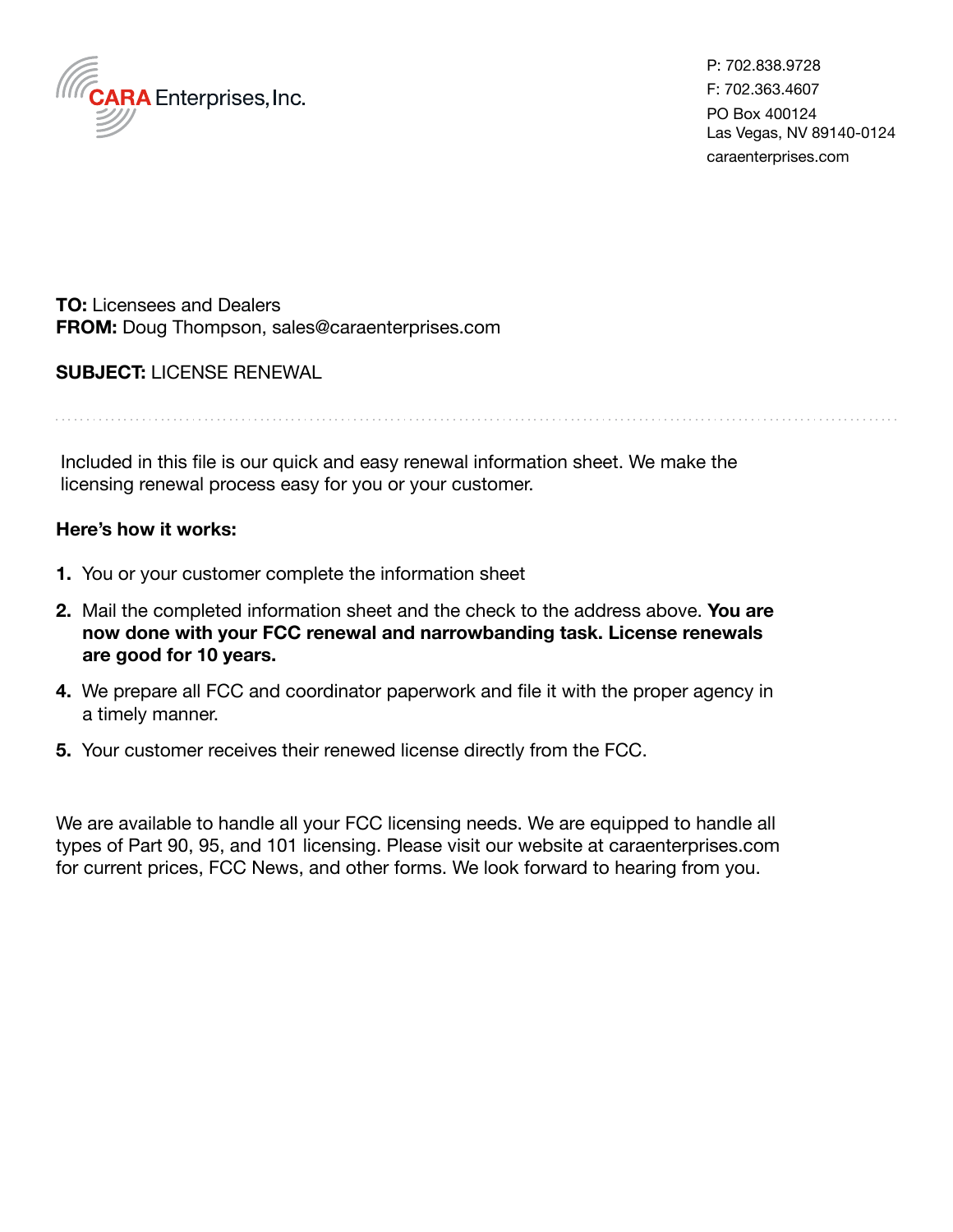CARA Enterprises, Inc.

P: 702.838.9728
F: 702.363.4607
PO Box 400124
Las Vegas, NV 89140-0124
caraenterprises.com

**TO:** Licensees and Dealers
**FROM:** Doug Thompson, sales@caraenterprises.com

**SUBJECT:** LICENSE RENEWAL

---

Included in this file is our quick and easy renewal information sheet. We make the licensing renewal process easy for you or your customer.

**Here's how it works:**

1. You or your customer complete the information sheet
2. Mail the completed information sheet and the check to the address above. **You are now done with your FCC renewal and narrowbanding task. License renewals are good for 10 years.**
4. We prepare all FCC and coordinator paperwork and file it with the proper agency in a timely manner.
5. Your customer receives their renewed license directly from the FCC.

We are available to handle all your FCC licensing needs. We are equipped to handle all types of Part 90, 95, and 101 licensing. Please visit our website at caraenterprises.com for current prices, FCC News, and other forms. We look forward to hearing from you.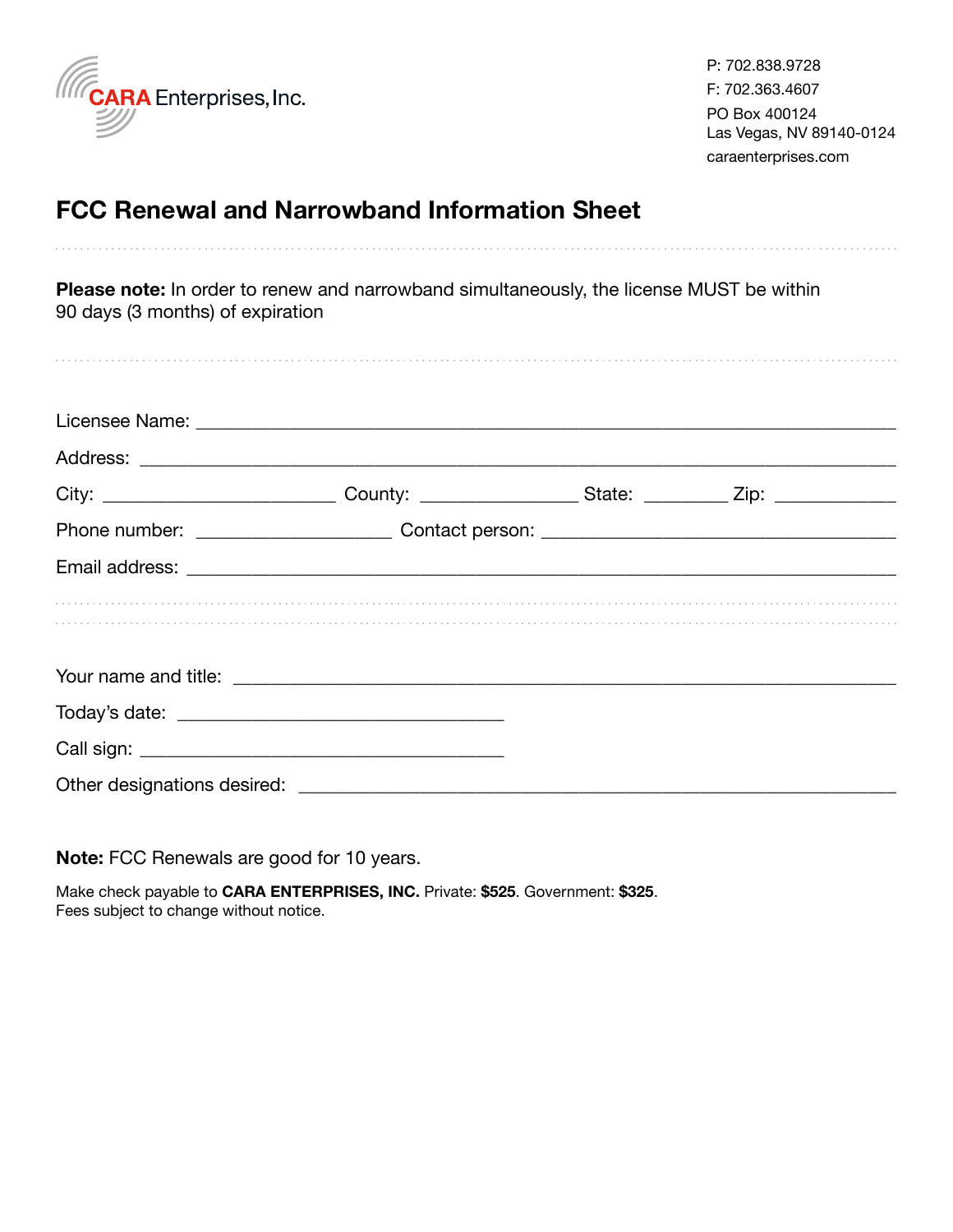CARA Enterprises, Inc.

P: 702.838.9728
F: 702.363.4607
PO Box 400124
Las Vegas, NV 89140-0124
caraenterprises.com

# FCC Renewal and Narrowband Information Sheet

**Please note:** In order to renew and narrowband simultaneously, the license MUST be within 90 days (3 months) of expiration

Licensee Name: ____________________________________________

Address: ____________________________________________

City: ________________ County: ______________ State: ________ Zip: __________

Phone number: ________________ Contact person: ______________________________

Email address: ____________________________________________

Your name and title: ____________________________________________

Today's date: ______________________________

Call sign: ______________________________

Other designations desired: ____________________________________________

**Note:** FCC Renewals are good for 10 years.

Make check payable to **CARA ENTERPRISES, INC.** Private: **$525**. Government: **$325**.
Fees subject to change without notice.